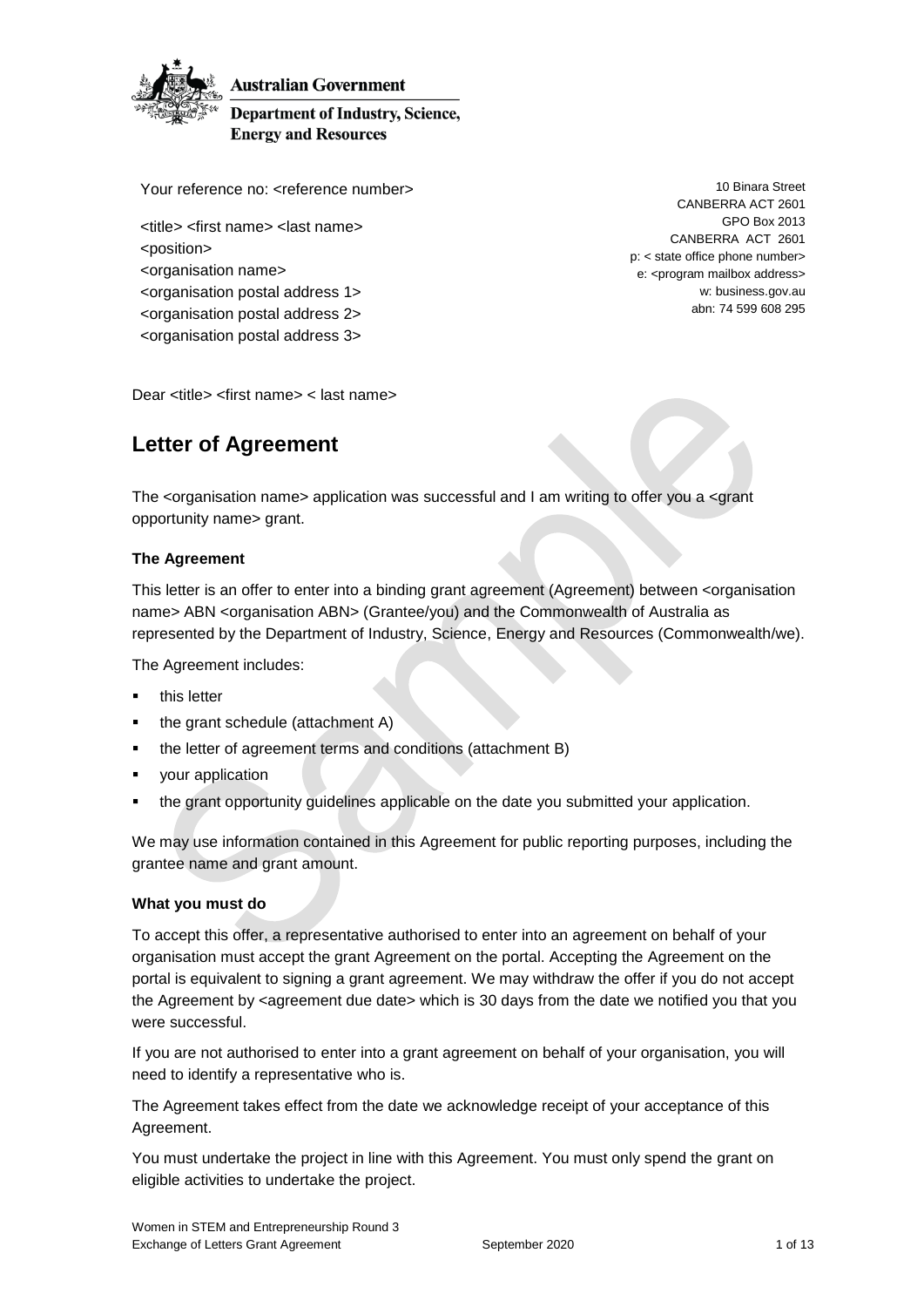Australian Government

Department of Industry, Science, Energy and Resources

Your reference no: <reference number>

<title> <first name> <last name>
<position>
<organisation name>
<organisation postal address 1>
<organisation postal address 2>
<organisation postal address 3>

10 Binara Street
CANBERRA ACT 2601
GPO Box 2013
CANBERRA ACT 2601
p: < state office phone number>
e: <program mailbox address>
w: business.gov.au
abn: 74 599 608 295

Dear <title> <first name> < last name>

# Letter of Agreement

The <organisation name> application was successful and I am writing to offer you a <grant opportunity name> grant.

### The Agreement

This letter is an offer to enter into a binding grant agreement (Agreement) between <organisation name> ABN <organisation ABN> (Grantee/you) and the Commonwealth of Australia as represented by the Department of Industry, Science, Energy and Resources (Commonwealth/we).

The Agreement includes:

- this letter
- the grant schedule (attachment A)
- the letter of agreement terms and conditions (attachment B)
- your application
- the grant opportunity guidelines applicable on the date you submitted your application.

We may use information contained in this Agreement for public reporting purposes, including the grantee name and grant amount.

### What you must do

To accept this offer, a representative authorised to enter into an agreement on behalf of your organisation must accept the grant Agreement on the portal. Accepting the Agreement on the portal is equivalent to signing a grant agreement. We may withdraw the offer if you do not accept the Agreement by <agreement due date> which is 30 days from the date we notified you that you were successful.

If you are not authorised to enter into a grant agreement on behalf of your organisation, you will need to identify a representative who is.

The Agreement takes effect from the date we acknowledge receipt of your acceptance of this Agreement.

You must undertake the project in line with this Agreement. You must only spend the grant on eligible activities to undertake the project.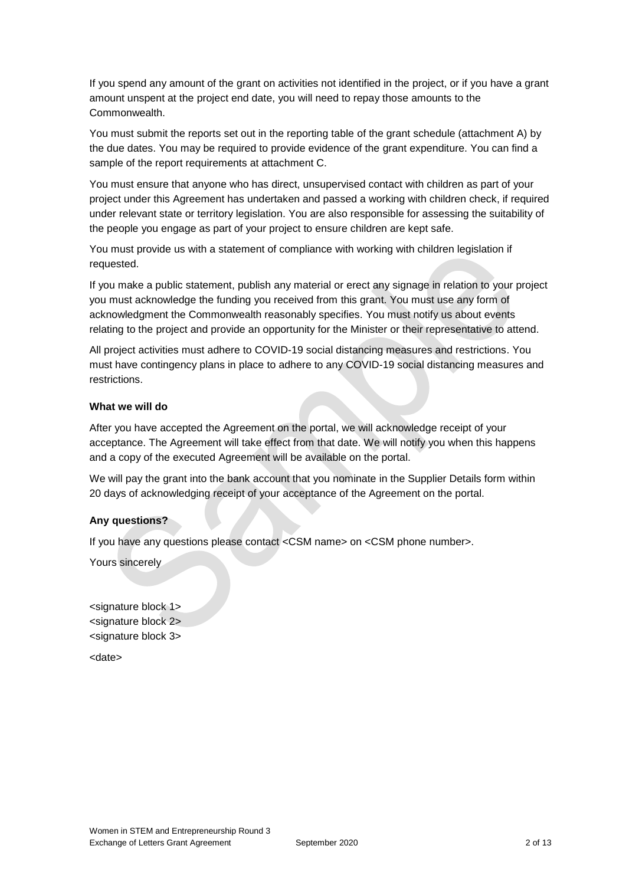If you spend any amount of the grant on activities not identified in the project, or if you have a grant amount unspent at the project end date, you will need to repay those amounts to the Commonwealth.

You must submit the reports set out in the reporting table of the grant schedule (attachment A) by the due dates. You may be required to provide evidence of the grant expenditure. You can find a sample of the report requirements at attachment C.

You must ensure that anyone who has direct, unsupervised contact with children as part of your project under this Agreement has undertaken and passed a working with children check, if required under relevant state or territory legislation. You are also responsible for assessing the suitability of the people you engage as part of your project to ensure children are kept safe.

You must provide us with a statement of compliance with working with children legislation if requested.

If you make a public statement, publish any material or erect any signage in relation to your project you must acknowledge the funding you received from this grant. You must use any form of acknowledgment the Commonwealth reasonably specifies. You must notify us about events relating to the project and provide an opportunity for the Minister or their representative to attend.

All project activities must adhere to COVID-19 social distancing measures and restrictions. You must have contingency plans in place to adhere to any COVID-19 social distancing measures and restrictions.

**What we will do**

After you have accepted the Agreement on the portal, we will acknowledge receipt of your acceptance. The Agreement will take effect from that date. We will notify you when this happens and a copy of the executed Agreement will be available on the portal.

We will pay the grant into the bank account that you nominate in the Supplier Details form within 20 days of acknowledging receipt of your acceptance of the Agreement on the portal.

**Any questions?**

If you have any questions please contact <CSM name> on <CSM phone number>.

Yours sincerely

<signature block 1>
<signature block 2>
<signature block 3>

<date>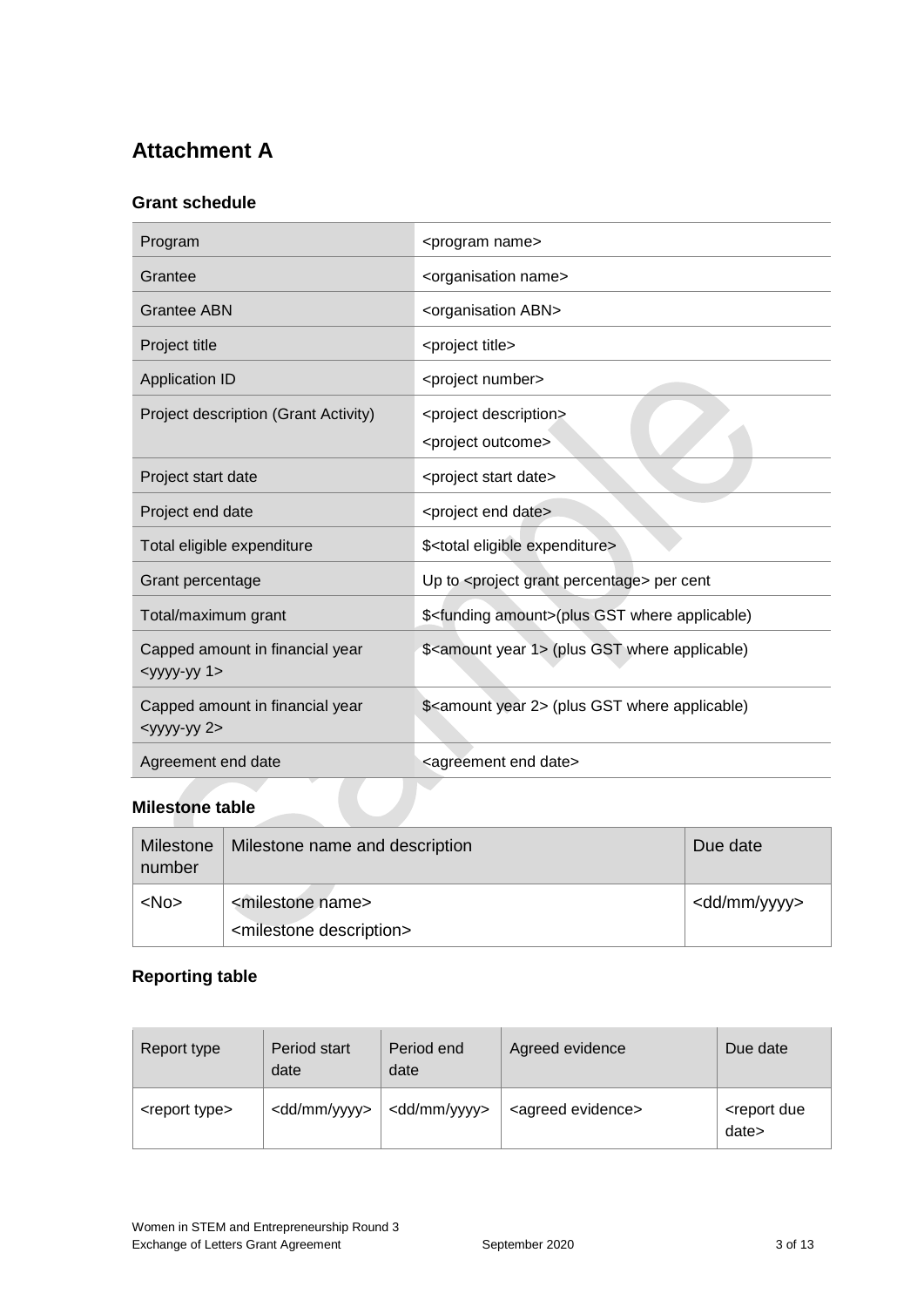# Attachment A

### Grant schedule

| | |
|---|---|
| Program | <program name> |
| Grantee | <organisation name> |
| Grantee ABN | <organisation ABN> |
| Project title | <project title> |
| Application ID | <project number> |
| Project description (Grant Activity) | <project description><br><project outcome> |
| Project start date | <project start date> |
| Project end date | <project end date> |
| Total eligible expenditure | $<total eligible expenditure> |
| Grant percentage | Up to <project grant percentage> per cent |
| Total/maximum grant | $<funding amount>(plus GST where applicable) |
| Capped amount in financial year <yyyy-yy 1> | $<amount year 1> (plus GST where applicable) |
| Capped amount in financial year <yyyy-yy 2> | $<amount year 2> (plus GST where applicable) |
| Agreement end date | <agreement end date> |

### Milestone table

| Milestone number | Milestone name and description | Due date |
|---|---|---|
| <No> | <milestone name><br><milestone description> | <dd/mm/yyyy> |

### Reporting table

| Report type | Period start date | Period end date | Agreed evidence | Due date |
|---|---|---|---|---|
| <report type> | <dd/mm/yyyy> | <dd/mm/yyyy> | <agreed evidence> | <report due date> |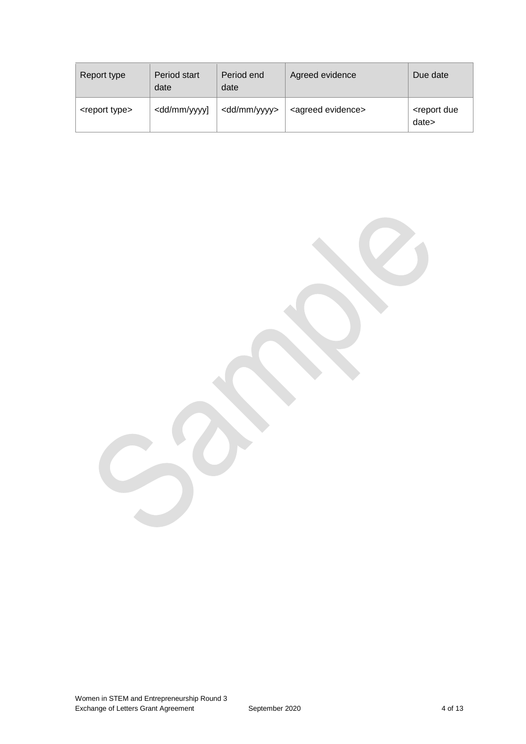| Report type | Period start date | Period end date | Agreed evidence | Due date |
| --- | --- | --- | --- | --- |
| <report type> | <dd/mm/yyyy] | <dd/mm/yyyy> | <agreed evidence> | <report due date> |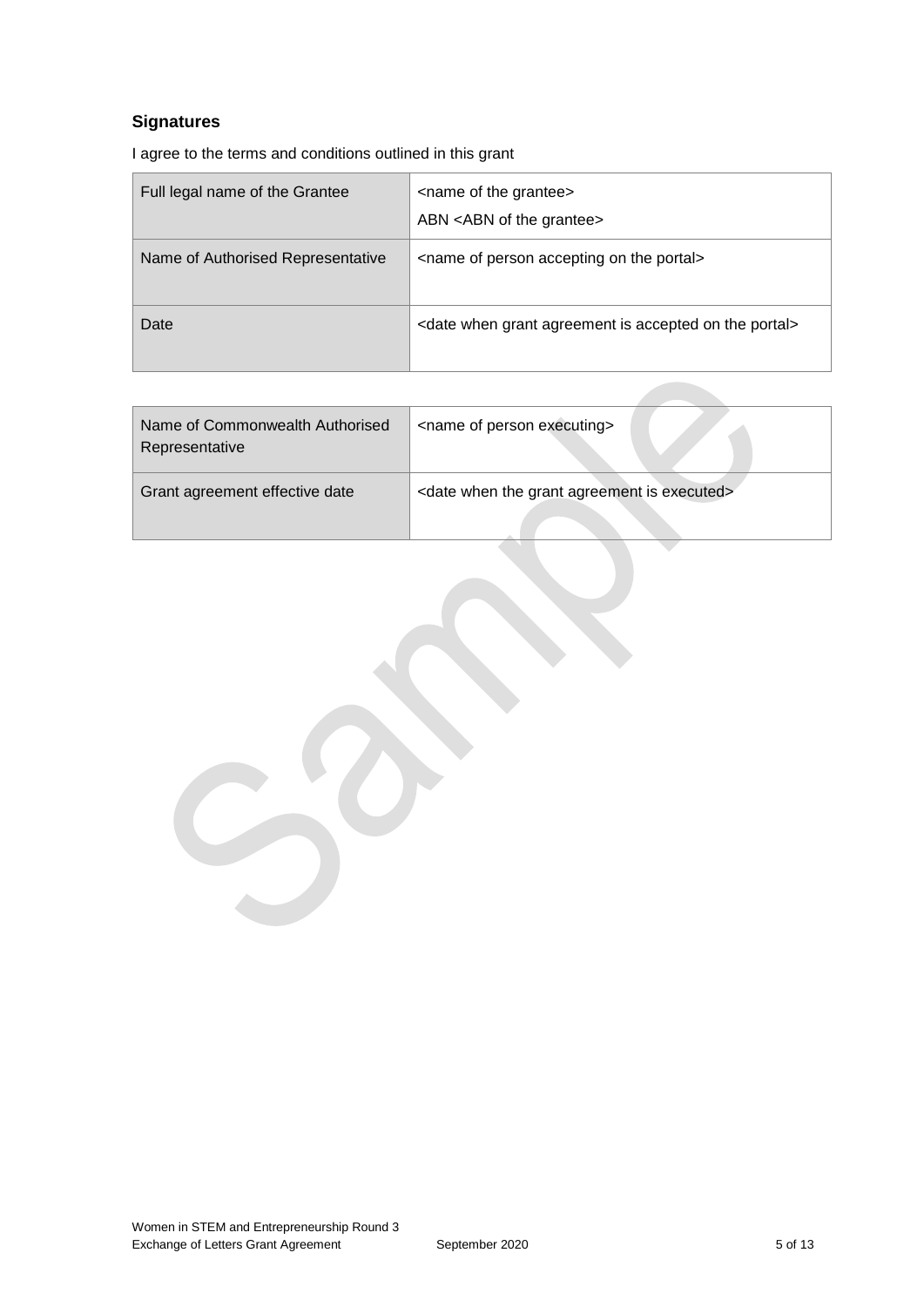### Signatures

I agree to the terms and conditions outlined in this grant

| | |
|---|---|
| Full legal name of the Grantee | <name of the grantee><br>ABN <ABN of the grantee> |
| Name of Authorised Representative | <name of person accepting on the portal> |
| Date | <date when grant agreement is accepted on the portal> |

| | |
|---|---|
| Name of Commonwealth Authorised Representative | <name of person executing> |
| Grant agreement effective date | <date when the grant agreement is executed> |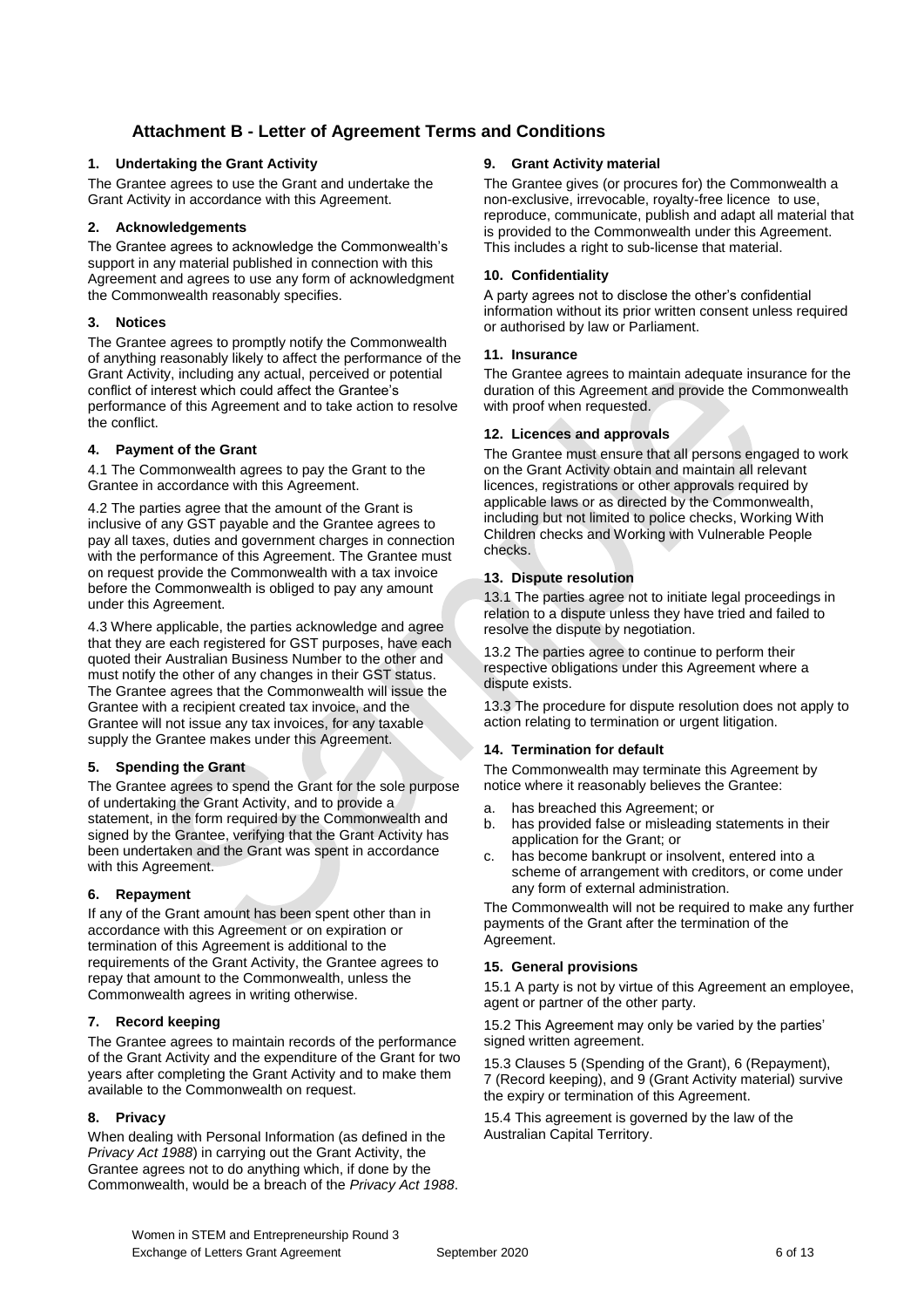## Attachment B - Letter of Agreement Terms and Conditions

### 1. Undertaking the Grant Activity

The Grantee agrees to use the Grant and undertake the Grant Activity in accordance with this Agreement.

### 2. Acknowledgements

The Grantee agrees to acknowledge the Commonwealth's support in any material published in connection with this Agreement and agrees to use any form of acknowledgment the Commonwealth reasonably specifies.

### 3. Notices

The Grantee agrees to promptly notify the Commonwealth of anything reasonably likely to affect the performance of the Grant Activity, including any actual, perceived or potential conflict of interest which could affect the Grantee's performance of this Agreement and to take action to resolve the conflict.

### 4. Payment of the Grant

4.1 The Commonwealth agrees to pay the Grant to the Grantee in accordance with this Agreement.

4.2 The parties agree that the amount of the Grant is inclusive of any GST payable and the Grantee agrees to pay all taxes, duties and government charges in connection with the performance of this Agreement. The Grantee must on request provide the Commonwealth with a tax invoice before the Commonwealth is obliged to pay any amount under this Agreement.

4.3 Where applicable, the parties acknowledge and agree that they are each registered for GST purposes, have each quoted their Australian Business Number to the other and must notify the other of any changes in their GST status. The Grantee agrees that the Commonwealth will issue the Grantee with a recipient created tax invoice, and the Grantee will not issue any tax invoices, for any taxable supply the Grantee makes under this Agreement.

### 5. Spending the Grant

The Grantee agrees to spend the Grant for the sole purpose of undertaking the Grant Activity, and to provide a statement, in the form required by the Commonwealth and signed by the Grantee, verifying that the Grant Activity has been undertaken and the Grant was spent in accordance with this Agreement.

### 6. Repayment

If any of the Grant amount has been spent other than in accordance with this Agreement or on expiration or termination of this Agreement is additional to the requirements of the Grant Activity, the Grantee agrees to repay that amount to the Commonwealth, unless the Commonwealth agrees in writing otherwise.

### 7. Record keeping

The Grantee agrees to maintain records of the performance of the Grant Activity and the expenditure of the Grant for two years after completing the Grant Activity and to make them available to the Commonwealth on request.

### 8. Privacy

When dealing with Personal Information (as defined in the *Privacy Act 1988*) in carrying out the Grant Activity, the Grantee agrees not to do anything which, if done by the Commonwealth, would be a breach of the *Privacy Act 1988*.

### 9. Grant Activity material

The Grantee gives (or procures for) the Commonwealth a non-exclusive, irrevocable, royalty-free licence to use, reproduce, communicate, publish and adapt all material that is provided to the Commonwealth under this Agreement. This includes a right to sub-license that material.

### 10. Confidentiality

A party agrees not to disclose the other's confidential information without its prior written consent unless required or authorised by law or Parliament.

### 11. Insurance

The Grantee agrees to maintain adequate insurance for the duration of this Agreement and provide the Commonwealth with proof when requested.

### 12. Licences and approvals

The Grantee must ensure that all persons engaged to work on the Grant Activity obtain and maintain all relevant licences, registrations or other approvals required by applicable laws or as directed by the Commonwealth, including but not limited to police checks, Working With Children checks and Working with Vulnerable People checks.

### 13. Dispute resolution

13.1 The parties agree not to initiate legal proceedings in relation to a dispute unless they have tried and failed to resolve the dispute by negotiation.

13.2 The parties agree to continue to perform their respective obligations under this Agreement where a dispute exists.

13.3 The procedure for dispute resolution does not apply to action relating to termination or urgent litigation.

### 14. Termination for default

The Commonwealth may terminate this Agreement by notice where it reasonably believes the Grantee:

a. has breached this Agreement; or
b. has provided false or misleading statements in their application for the Grant; or
c. has become bankrupt or insolvent, entered into a scheme of arrangement with creditors, or come under any form of external administration.

The Commonwealth will not be required to make any further payments of the Grant after the termination of the Agreement.

### 15. General provisions

15.1 A party is not by virtue of this Agreement an employee, agent or partner of the other party.

15.2 This Agreement may only be varied by the parties' signed written agreement.

15.3 Clauses 5 (Spending of the Grant), 6 (Repayment), 7 (Record keeping), and 9 (Grant Activity material) survive the expiry or termination of this Agreement.

15.4 This agreement is governed by the law of the Australian Capital Territory.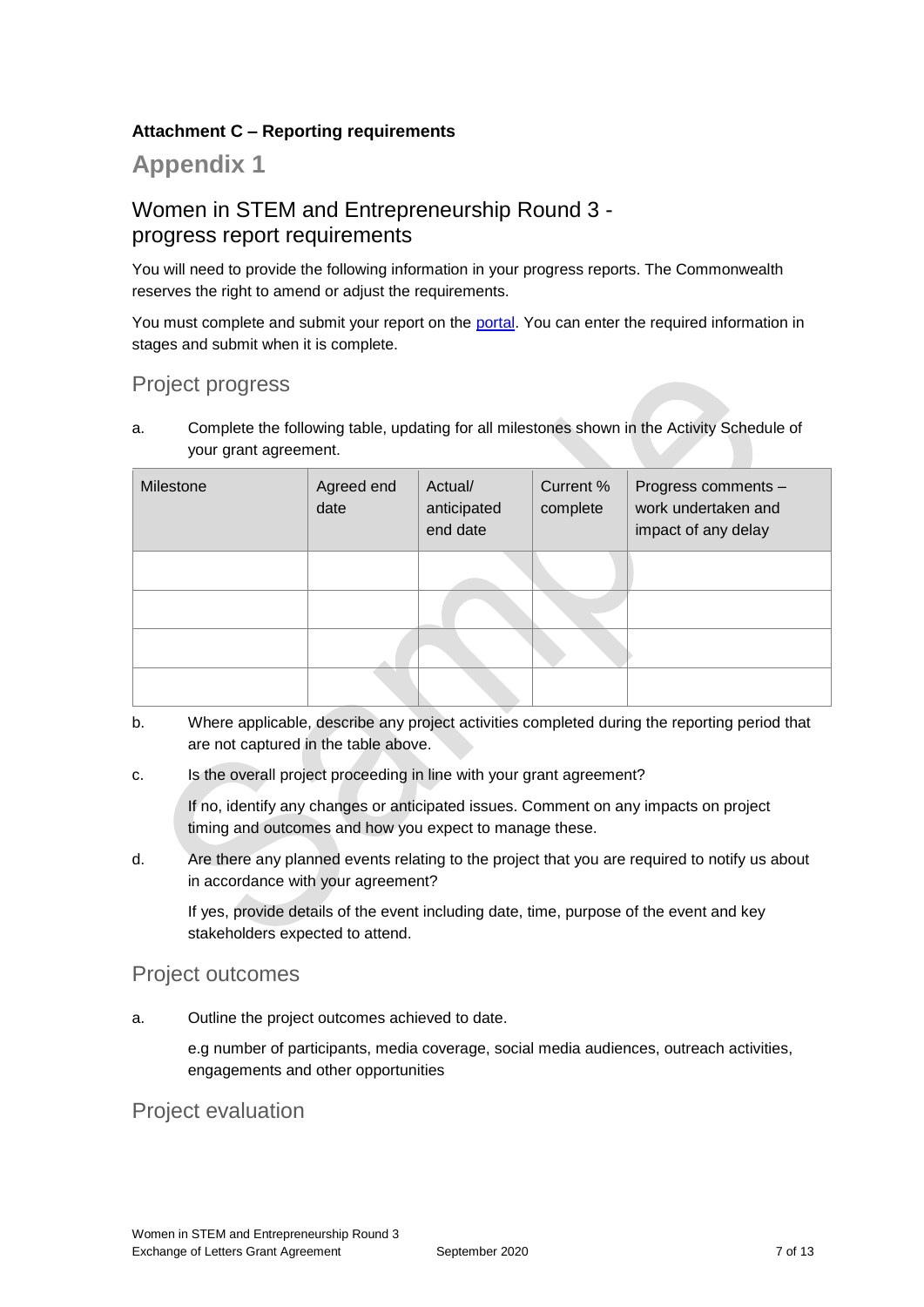**Attachment C – Reporting requirements**

# Appendix 1

## Women in STEM and Entrepreneurship Round 3 - progress report requirements

You will need to provide the following information in your progress reports. The Commonwealth reserves the right to amend or adjust the requirements.

You must complete and submit your report on the portal. You can enter the required information in stages and submit when it is complete.

### Project progress

a. Complete the following table, updating for all milestones shown in the Activity Schedule of your grant agreement.

| Milestone | Agreed end date | Actual/ anticipated end date | Current % complete | Progress comments – work undertaken and impact of any delay |
|---|---|---|---|---|
| | | | | |
| | | | | |
| | | | | |
| | | | | |

b. Where applicable, describe any project activities completed during the reporting period that are not captured in the table above.

c. Is the overall project proceeding in line with your grant agreement?

   If no, identify any changes or anticipated issues. Comment on any impacts on project timing and outcomes and how you expect to manage these.

d. Are there any planned events relating to the project that you are required to notify us about in accordance with your agreement?

   If yes, provide details of the event including date, time, purpose of the event and key stakeholders expected to attend.

### Project outcomes

a. Outline the project outcomes achieved to date.

   e.g number of participants, media coverage, social media audiences, outreach activities, engagements and other opportunities

### Project evaluation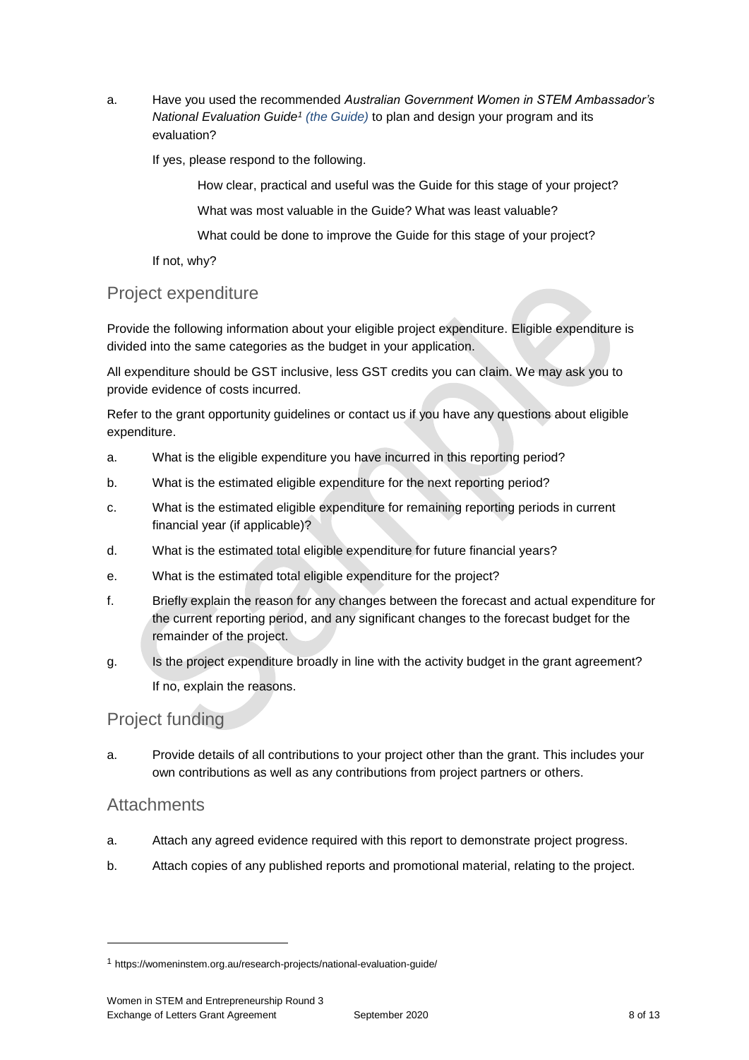a. Have you used the recommended *Australian Government Women in STEM Ambassador's National Evaluation Guide*[1] *(the Guide)* to plan and design your program and its evaluation?

   If yes, please respond to the following.

   How clear, practical and useful was the Guide for this stage of your project?

   What was most valuable in the Guide? What was least valuable?

   What could be done to improve the Guide for this stage of your project?

   If not, why?

## Project expenditure

Provide the following information about your eligible project expenditure. Eligible expenditure is divided into the same categories as the budget in your application.

All expenditure should be GST inclusive, less GST credits you can claim. We may ask you to provide evidence of costs incurred.

Refer to the grant opportunity guidelines or contact us if you have any questions about eligible expenditure.

a. What is the eligible expenditure you have incurred in this reporting period?

b. What is the estimated eligible expenditure for the next reporting period?

c. What is the estimated eligible expenditure for remaining reporting periods in current financial year (if applicable)?

d. What is the estimated total eligible expenditure for future financial years?

e. What is the estimated total eligible expenditure for the project?

f. Briefly explain the reason for any changes between the forecast and actual expenditure for the current reporting period, and any significant changes to the forecast budget for the remainder of the project.

g. Is the project expenditure broadly in line with the activity budget in the grant agreement?

   If no, explain the reasons.

## Project funding

a. Provide details of all contributions to your project other than the grant. This includes your own contributions as well as any contributions from project partners or others.

## Attachments

a. Attach any agreed evidence required with this report to demonstrate project progress.

b. Attach copies of any published reports and promotional material, relating to the project.

---

[1] https://womeninstem.org.au/research-projects/national-evaluation-guide/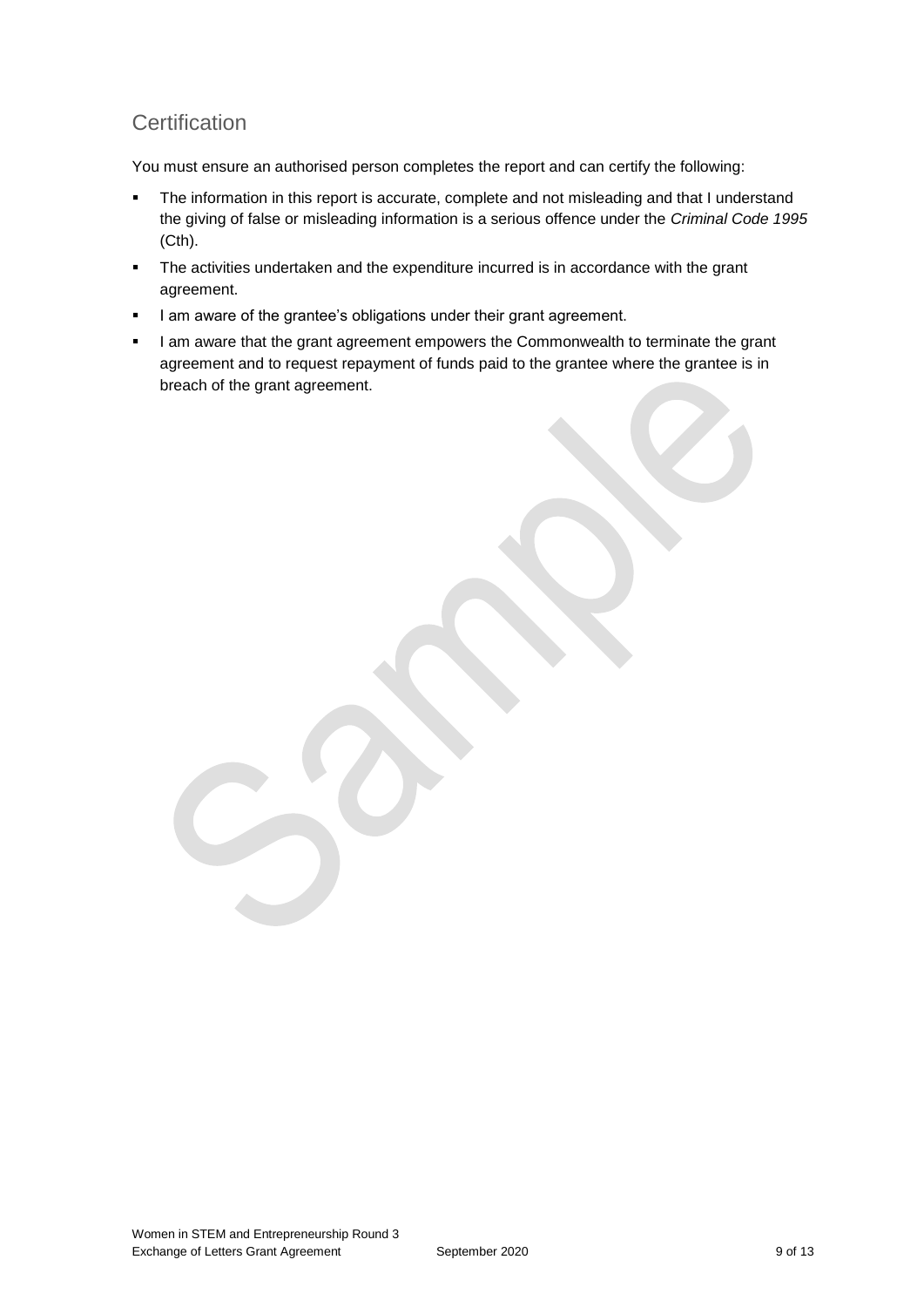## Certification

You must ensure an authorised person completes the report and can certify the following:

- The information in this report is accurate, complete and not misleading and that I understand the giving of false or misleading information is a serious offence under the *Criminal Code 1995* (Cth).
- The activities undertaken and the expenditure incurred is in accordance with the grant agreement.
- I am aware of the grantee's obligations under their grant agreement.
- I am aware that the grant agreement empowers the Commonwealth to terminate the grant agreement and to request repayment of funds paid to the grantee where the grantee is in breach of the grant agreement.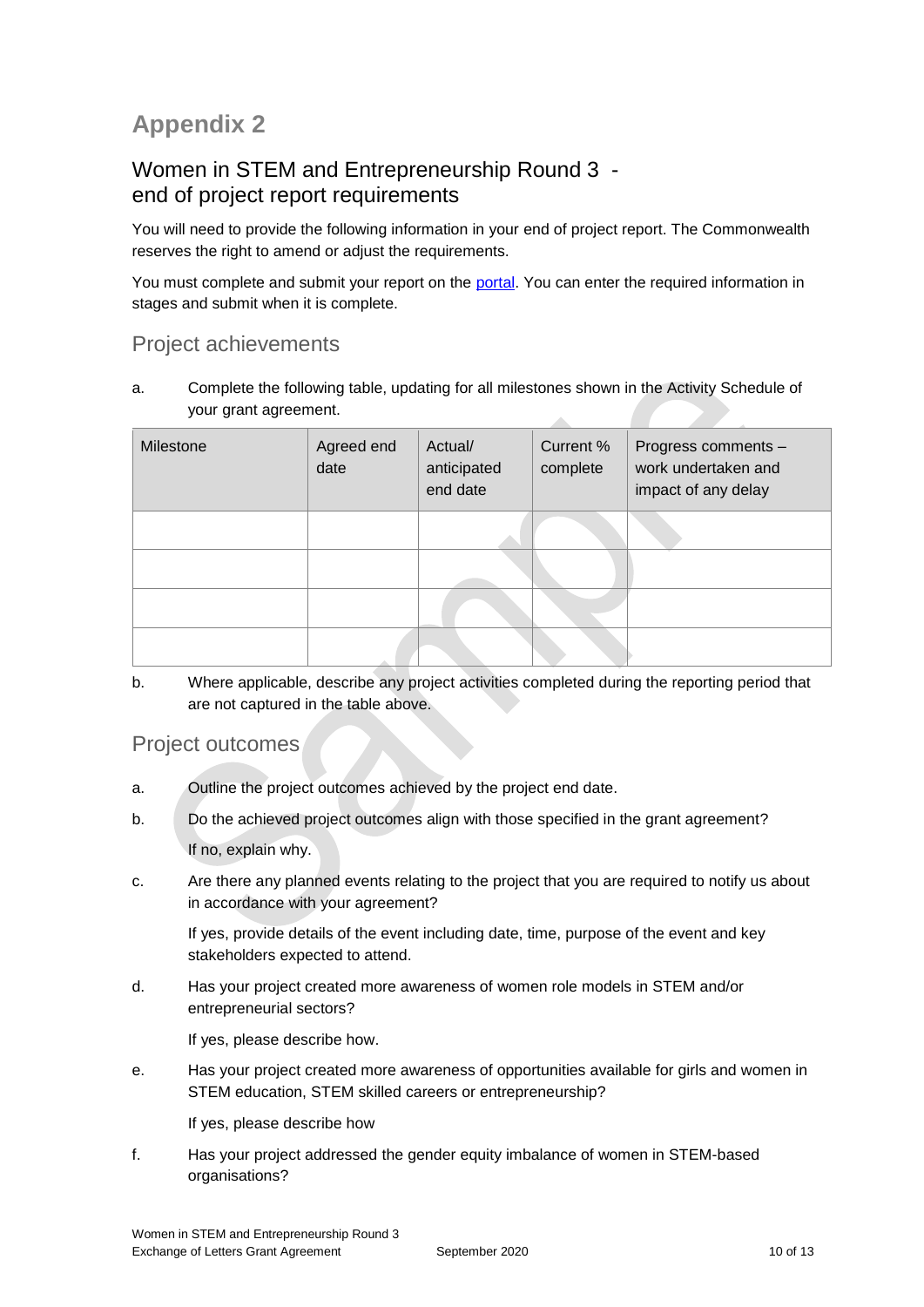# Appendix 2

## Women in STEM and Entrepreneurship Round 3 - end of project report requirements

You will need to provide the following information in your end of project report. The Commonwealth reserves the right to amend or adjust the requirements.

You must complete and submit your report on the portal. You can enter the required information in stages and submit when it is complete.

### Project achievements

a. Complete the following table, updating for all milestones shown in the Activity Schedule of your grant agreement.

| Milestone | Agreed end date | Actual/ anticipated end date | Current % complete | Progress comments – work undertaken and impact of any delay |
|---|---|---|---|---|
| | | | | |
| | | | | |
| | | | | |
| | | | | |

b. Where applicable, describe any project activities completed during the reporting period that are not captured in the table above.

### Project outcomes

a. Outline the project outcomes achieved by the project end date.

b. Do the achieved project outcomes align with those specified in the grant agreement?

   If no, explain why.

c. Are there any planned events relating to the project that you are required to notify us about in accordance with your agreement?

   If yes, provide details of the event including date, time, purpose of the event and key stakeholders expected to attend.

d. Has your project created more awareness of women role models in STEM and/or entrepreneurial sectors?

   If yes, please describe how.

e. Has your project created more awareness of opportunities available for girls and women in STEM education, STEM skilled careers or entrepreneurship?

   If yes, please describe how

f. Has your project addressed the gender equity imbalance of women in STEM-based organisations?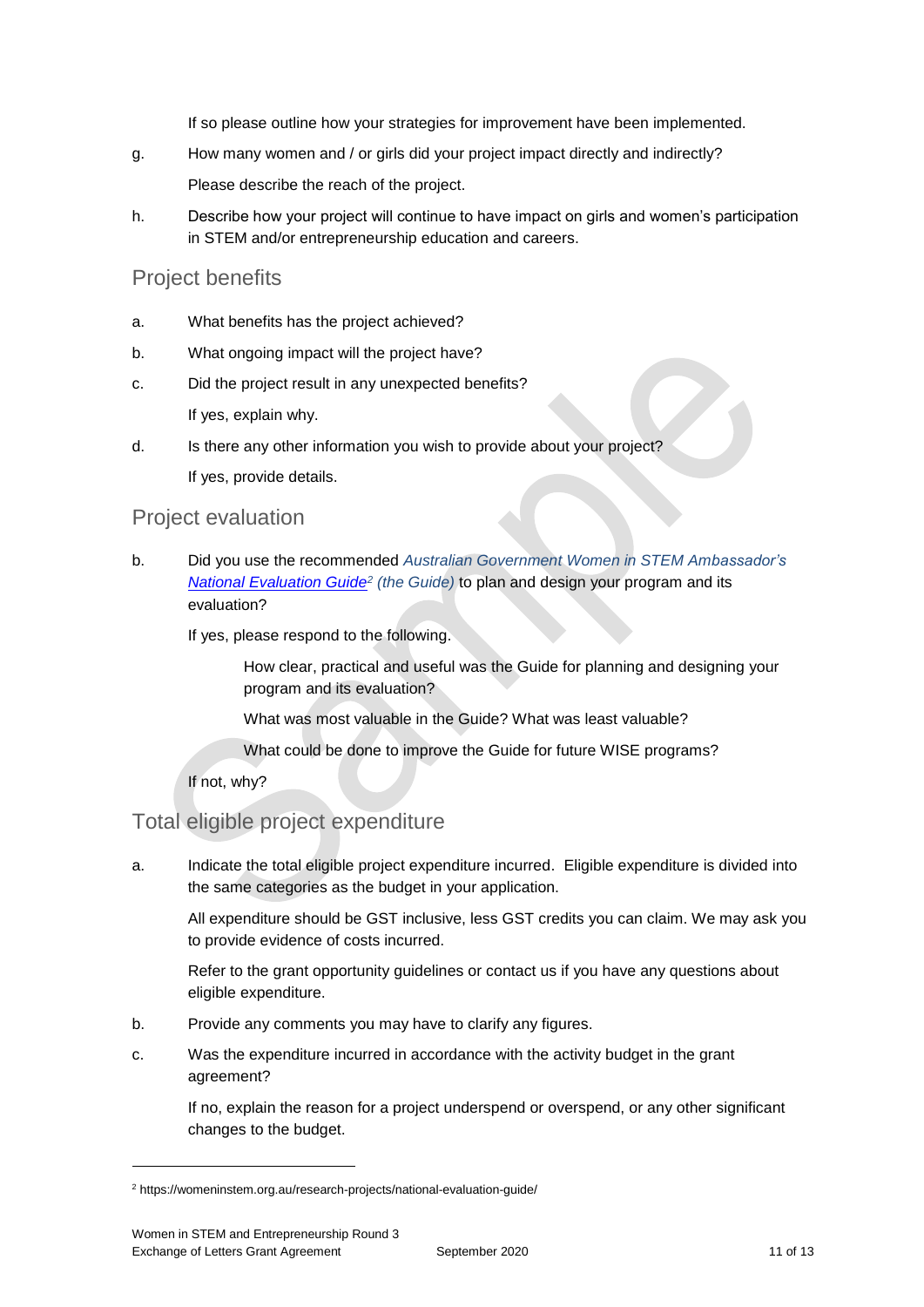If so please outline how your strategies for improvement have been implemented.

g. How many women and / or girls did your project impact directly and indirectly?

   Please describe the reach of the project.

h. Describe how your project will continue to have impact on girls and women's participation in STEM and/or entrepreneurship education and careers.

## Project benefits

a. What benefits has the project achieved?

b. What ongoing impact will the project have?

c. Did the project result in any unexpected benefits?

   If yes, explain why.

d. Is there any other information you wish to provide about your project?

   If yes, provide details.

## Project evaluation

b. Did you use the recommended *Australian Government Women in STEM Ambassador's [National Evaluation Guide](https://womeninstem.org.au/research-projects/national-evaluation-guide/)[2] (the Guide)* to plan and design your program and its evaluation?

   If yes, please respond to the following.

   How clear, practical and useful was the Guide for planning and designing your program and its evaluation?

   What was most valuable in the Guide? What was least valuable?

   What could be done to improve the Guide for future WISE programs?

   If not, why?

## Total eligible project expenditure

a. Indicate the total eligible project expenditure incurred. Eligible expenditure is divided into the same categories as the budget in your application.

   All expenditure should be GST inclusive, less GST credits you can claim. We may ask you to provide evidence of costs incurred.

   Refer to the grant opportunity guidelines or contact us if you have any questions about eligible expenditure.

b. Provide any comments you may have to clarify any figures.

c. Was the expenditure incurred in accordance with the activity budget in the grant agreement?

   If no, explain the reason for a project underspend or overspend, or any other significant changes to the budget.

---

[2] https://womeninstem.org.au/research-projects/national-evaluation-guide/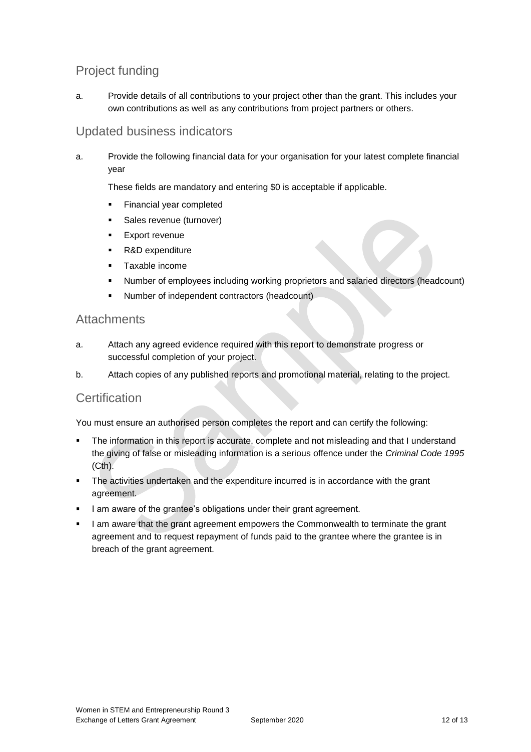## Project funding

a. Provide details of all contributions to your project other than the grant. This includes your own contributions as well as any contributions from project partners or others.

## Updated business indicators

a. Provide the following financial data for your organisation for your latest complete financial year

   These fields are mandatory and entering $0 is acceptable if applicable.

   - Financial year completed
   - Sales revenue (turnover)
   - Export revenue
   - R&D expenditure
   - Taxable income
   - Number of employees including working proprietors and salaried directors (headcount)
   - Number of independent contractors (headcount)

## Attachments

a. Attach any agreed evidence required with this report to demonstrate progress or successful completion of your project.

b. Attach copies of any published reports and promotional material, relating to the project.

## Certification

You must ensure an authorised person completes the report and can certify the following:

- The information in this report is accurate, complete and not misleading and that I understand the giving of false or misleading information is a serious offence under the *Criminal Code 1995* (Cth).
- The activities undertaken and the expenditure incurred is in accordance with the grant agreement.
- I am aware of the grantee's obligations under their grant agreement.
- I am aware that the grant agreement empowers the Commonwealth to terminate the grant agreement and to request repayment of funds paid to the grantee where the grantee is in breach of the grant agreement.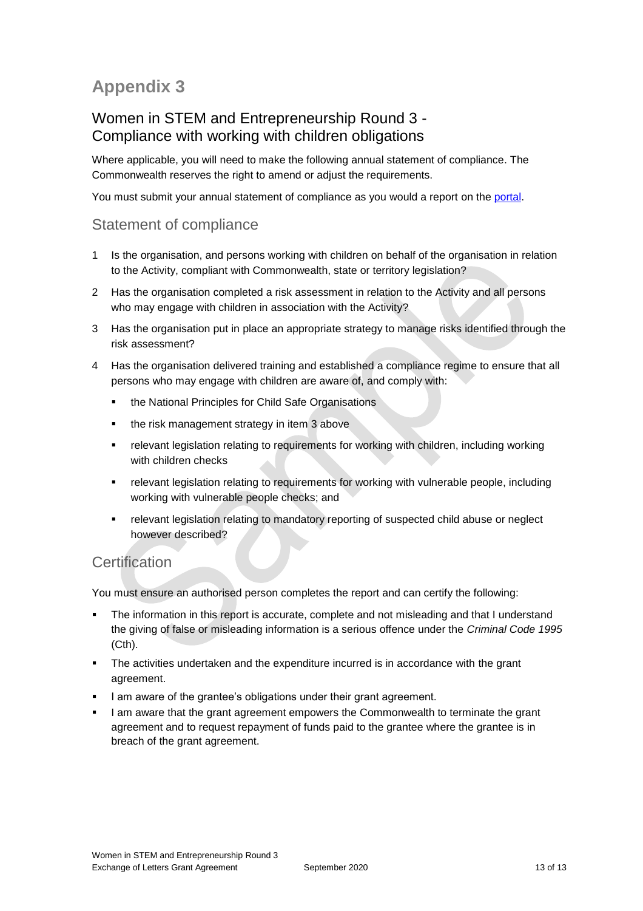# Appendix 3

## Women in STEM and Entrepreneurship Round 3 - Compliance with working with children obligations

Where applicable, you will need to make the following annual statement of compliance. The Commonwealth reserves the right to amend or adjust the requirements.

You must submit your annual statement of compliance as you would a report on the portal.

### Statement of compliance

1. Is the organisation, and persons working with children on behalf of the organisation in relation to the Activity, compliant with Commonwealth, state or territory legislation?
2. Has the organisation completed a risk assessment in relation to the Activity and all persons who may engage with children in association with the Activity?
3. Has the organisation put in place an appropriate strategy to manage risks identified through the risk assessment?
4. Has the organisation delivered training and established a compliance regime to ensure that all persons who may engage with children are aware of, and comply with:
   - the National Principles for Child Safe Organisations
   - the risk management strategy in item 3 above
   - relevant legislation relating to requirements for working with children, including working with children checks
   - relevant legislation relating to requirements for working with vulnerable people, including working with vulnerable people checks; and
   - relevant legislation relating to mandatory reporting of suspected child abuse or neglect however described?

### Certification

You must ensure an authorised person completes the report and can certify the following:

- The information in this report is accurate, complete and not misleading and that I understand the giving of false or misleading information is a serious offence under the *Criminal Code 1995* (Cth).
- The activities undertaken and the expenditure incurred is in accordance with the grant agreement.
- I am aware of the grantee's obligations under their grant agreement.
- I am aware that the grant agreement empowers the Commonwealth to terminate the grant agreement and to request repayment of funds paid to the grantee where the grantee is in breach of the grant agreement.